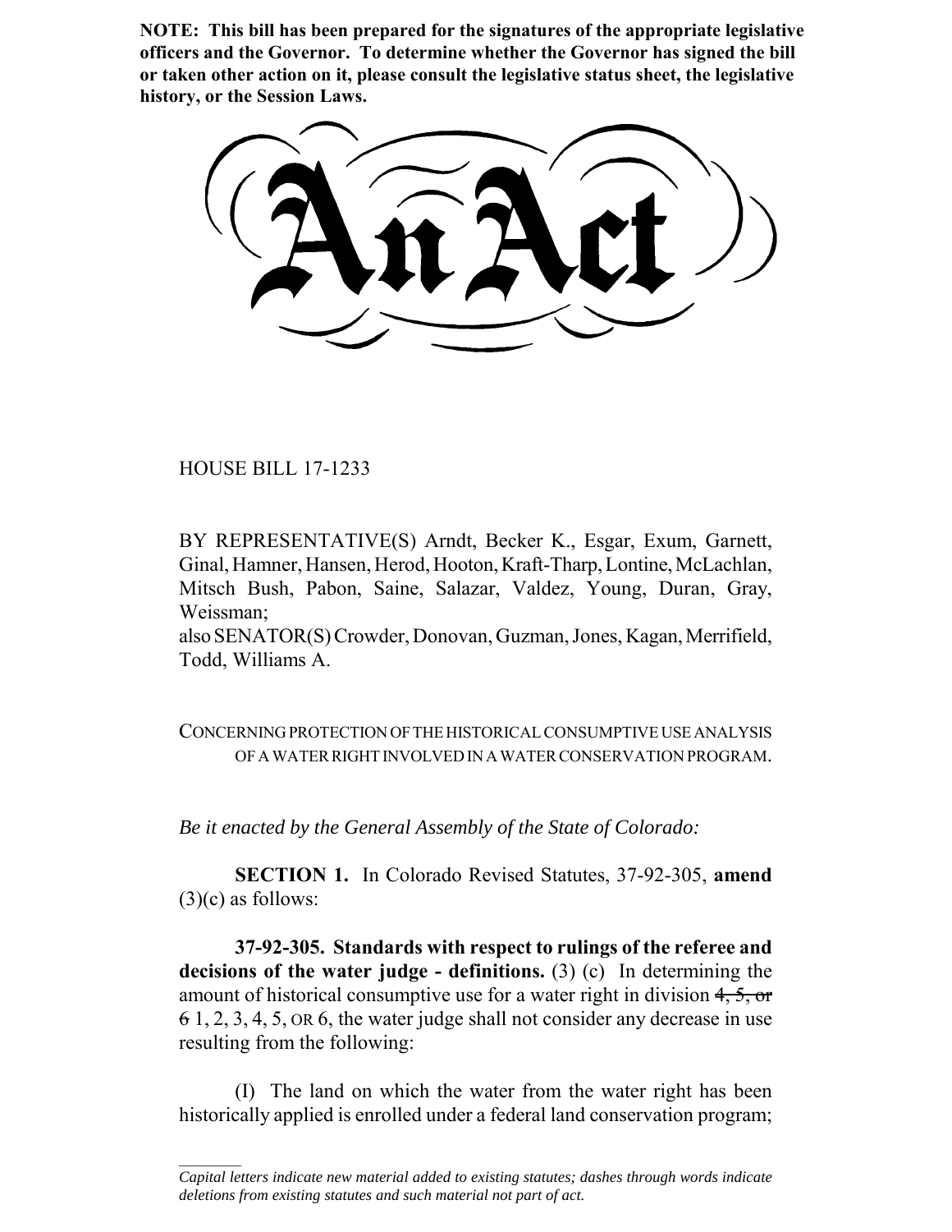**NOTE: This bill has been prepared for the signatures of the appropriate legislative officers and the Governor. To determine whether the Governor has signed the bill or taken other action on it, please consult the legislative status sheet, the legislative history, or the Session Laws.**

# An Act

HOUSE BILL 17-1233

BY REPRESENTATIVE(S) Arndt, Becker K., Esgar, Exum, Garnett, Ginal, Hamner, Hansen, Herod, Hooton, Kraft-Tharp, Lontine, McLachlan, Mitsch Bush, Pabon, Saine, Salazar, Valdez, Young, Duran, Gray, Weissman;
also SENATOR(S) Crowder, Donovan, Guzman, Jones, Kagan, Merrifield, Todd, Williams A.

CONCERNING PROTECTION OF THE HISTORICAL CONSUMPTIVE USE ANALYSIS OF A WATER RIGHT INVOLVED IN A WATER CONSERVATION PROGRAM.

*Be it enacted by the General Assembly of the State of Colorado:*

**SECTION 1.** In Colorado Revised Statutes, 37-92-305, **amend** (3)(c) as follows:

**37-92-305. Standards with respect to rulings of the referee and decisions of the water judge - definitions.** (3) (c) In determining the amount of historical consumptive use for a water right in division ~~4, 5, or 6~~ 1, 2, 3, 4, 5, OR 6, the water judge shall not consider any decrease in use resulting from the following:

(I) The land on which the water from the water right has been historically applied is enrolled under a federal land conservation program;

*Capital letters indicate new material added to existing statutes; dashes through words indicate deletions from existing statutes and such material not part of act.*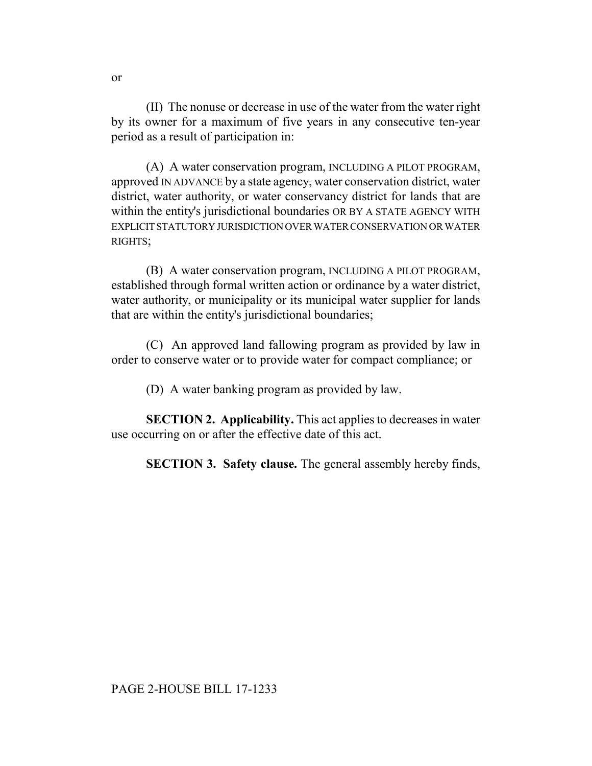or

(II) The nonuse or decrease in use of the water from the water right by its owner for a maximum of five years in any consecutive ten-year period as a result of participation in:

(A) A water conservation program, INCLUDING A PILOT PROGRAM, approved IN ADVANCE by a ~~state agency,~~ water conservation district, water district, water authority, or water conservancy district for lands that are within the entity's jurisdictional boundaries OR BY A STATE AGENCY WITH EXPLICIT STATUTORY JURISDICTION OVER WATER CONSERVATION OR WATER RIGHTS;

(B) A water conservation program, INCLUDING A PILOT PROGRAM, established through formal written action or ordinance by a water district, water authority, or municipality or its municipal water supplier for lands that are within the entity's jurisdictional boundaries;

(C) An approved land fallowing program as provided by law in order to conserve water or to provide water for compact compliance; or

(D) A water banking program as provided by law.

**SECTION 2. Applicability.** This act applies to decreases in water use occurring on or after the effective date of this act.

**SECTION 3. Safety clause.** The general assembly hereby finds,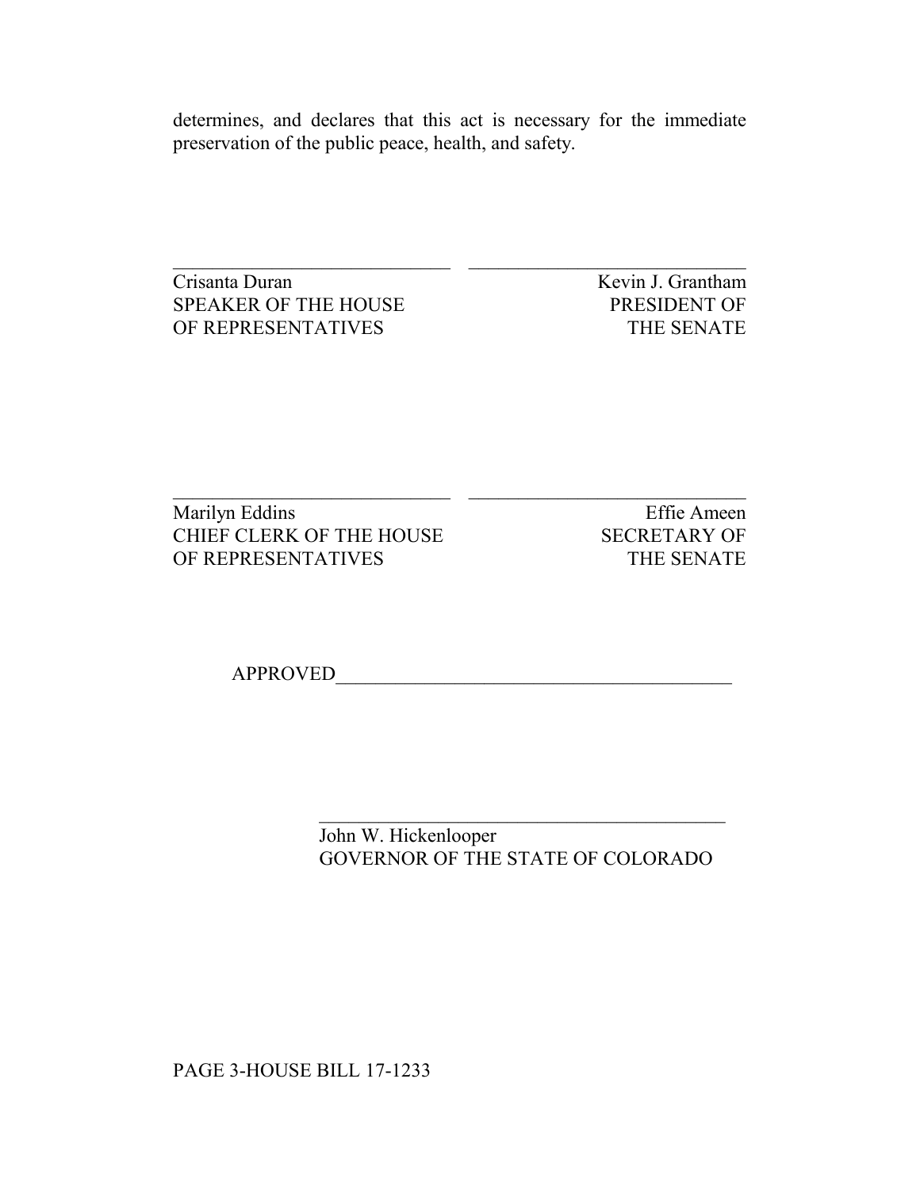determines, and declares that this act is necessary for the immediate preservation of the public peace, health, and safety.

\_\_\_\_\_\_\_\_\_\_\_\_\_\_\_\_\_\_\_\_\_\_\_\_\_\_\_\_\_\_  \_\_\_\_\_\_\_\_\_\_\_\_\_\_\_\_\_\_\_\_\_\_\_\_\_\_\_\_\_\_

| | |
|---|---|
| Crisanta Duran<br>SPEAKER OF THE HOUSE<br>OF REPRESENTATIVES | Kevin J. Grantham<br>PRESIDENT OF<br>THE SENATE |

\_\_\_\_\_\_\_\_\_\_\_\_\_\_\_\_\_\_\_\_\_\_\_\_\_\_\_\_\_\_  \_\_\_\_\_\_\_\_\_\_\_\_\_\_\_\_\_\_\_\_\_\_\_\_\_\_\_\_\_\_

| | |
|---|---|
| Marilyn Eddins<br>CHIEF CLERK OF THE HOUSE<br>OF REPRESENTATIVES | Effie Ameen<br>SECRETARY OF<br>THE SENATE |

APPROVED\_\_\_\_\_\_\_\_\_\_\_\_\_\_\_\_\_\_\_\_\_\_\_\_\_\_\_\_\_\_\_\_\_\_\_\_\_\_\_\_

\_\_\_\_\_\_\_\_\_\_\_\_\_\_\_\_\_\_\_\_\_\_\_\_\_\_\_\_\_\_\_\_\_\_\_\_\_\_\_\_\_\_

John W. Hickenlooper
GOVERNOR OF THE STATE OF COLORADO

PAGE 3-HOUSE BILL 17-1233